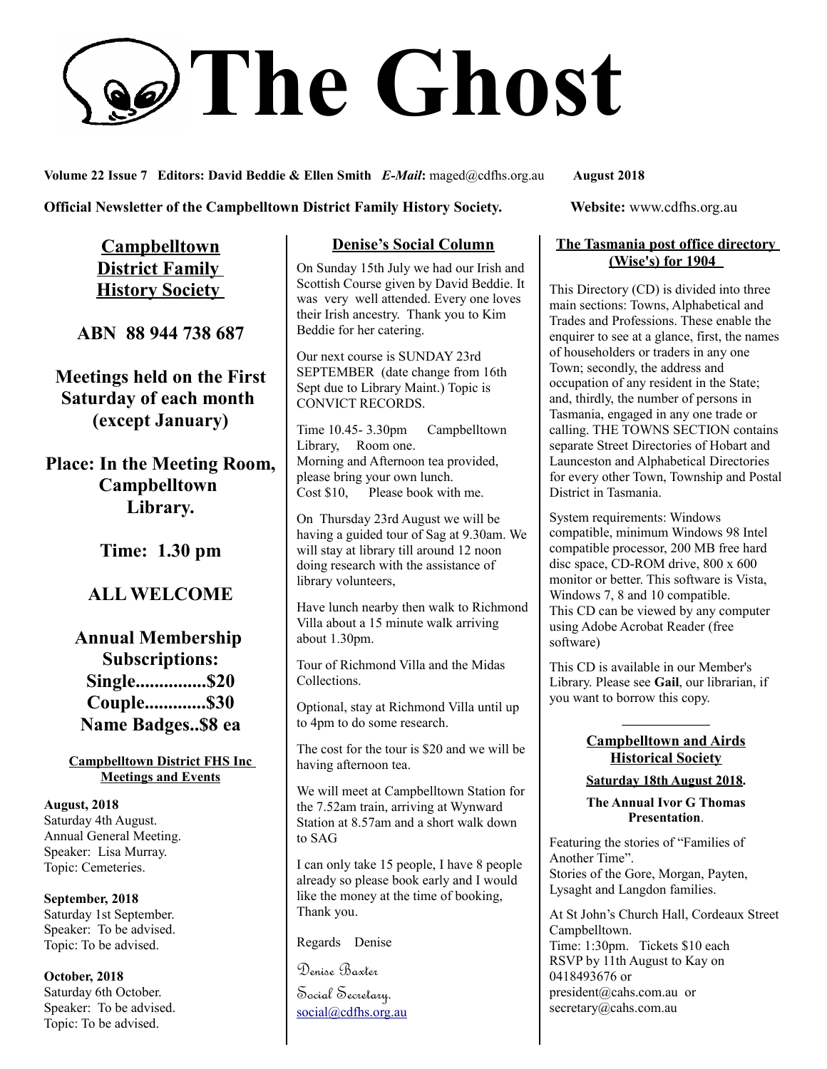# The Ghost

**Volume 22 Issue 7 Editors: David Beddie & Ellen Smith** ***E-Mail***: maged@cdfhs.org.au **August 2018**

**Official Newsletter of the Campbelltown District Family History Society.** **Website:** www.cdfhs.org.au

## Campbelltown District Family History Society

**ABN 88 944 738 687**

**Meetings held on the First Saturday of each month (except January)**

**Place: In the Meeting Room, Campbelltown Library.**

**Time: 1.30 pm**

**ALL WELCOME**

**Annual Membership Subscriptions:**
**Single...............$20**
**Couple.............$30**
**Name Badges..$8 ea**

### Campbelltown District FHS Inc Meetings and Events

**August, 2018**
Saturday 4th August.
Annual General Meeting.
Speaker: Lisa Murray.
Topic: Cemeteries.

**September, 2018**
Saturday 1st September.
Speaker: To be advised.
Topic: To be advised.

**October, 2018**
Saturday 6th October.
Speaker: To be advised.
Topic: To be advised.

## Denise's Social Column

On Sunday 15th July we had our Irish and Scottish Course given by David Beddie. It was very well attended. Every one loves their Irish ancestry. Thank you to Kim Beddie for her catering.

Our next course is SUNDAY 23rd SEPTEMBER (date change from 16th Sept due to Library Maint.) Topic is CONVICT RECORDS.

Time 10.45- 3.30pm Campbelltown Library, Room one.
Morning and Afternoon tea provided, please bring your own lunch.
Cost $10, Please book with me.

On Thursday 23rd August we will be having a guided tour of Sag at 9.30am. We will stay at library till around 12 noon doing research with the assistance of library volunteers,

Have lunch nearby then walk to Richmond Villa about a 15 minute walk arriving about 1.30pm.

Tour of Richmond Villa and the Midas Collections.

Optional, stay at Richmond Villa until up to 4pm to do some research.

The cost for the tour is $20 and we will be having afternoon tea.

We will meet at Campbelltown Station for the 7.52am train, arriving at Wynward Station at 8.57am and a short walk down to SAG

I can only take 15 people, I have 8 people already so please book early and I would like the money at the time of booking, Thank you.

Regards Denise

*Denise Baxter*
*Social Secretary.*
social@cdfhs.org.au

## The Tasmania post office directory (Wise's) for 1904

This Directory (CD) is divided into three main sections: Towns, Alphabetical and Trades and Professions. These enable the enquirer to see at a glance, first, the names of householders or traders in any one Town; secondly, the address and occupation of any resident in the State; and, thirdly, the number of persons in Tasmania, engaged in any one trade or calling. THE TOWNS SECTION contains separate Street Directories of Hobart and Launceston and Alphabetical Directories for every other Town, Township and Postal District in Tasmania.

System requirements: Windows compatible, minimum Windows 98 Intel compatible processor, 200 MB free hard disc space, CD-ROM drive, 800 x 600 monitor or better. This software is Vista, Windows 7, 8 and 10 compatible.
This CD can be viewed by any computer using Adobe Acrobat Reader (free software)

This CD is available in our Member's Library. Please see **Gail**, our librarian, if you want to borrow this copy.

---

## Campbelltown and Airds Historical Society

**Saturday 18th August 2018.**

**The Annual Ivor G Thomas Presentation**.

Featuring the stories of "Families of Another Time".
Stories of the Gore, Morgan, Payten, Lysaght and Langdon families.

At St John's Church Hall, Cordeaux Street Campbelltown.
Time: 1:30pm. Tickets $10 each
RSVP by 11th August to Kay on 0418493676 or
president@cahs.com.au or
secretary@cahs.com.au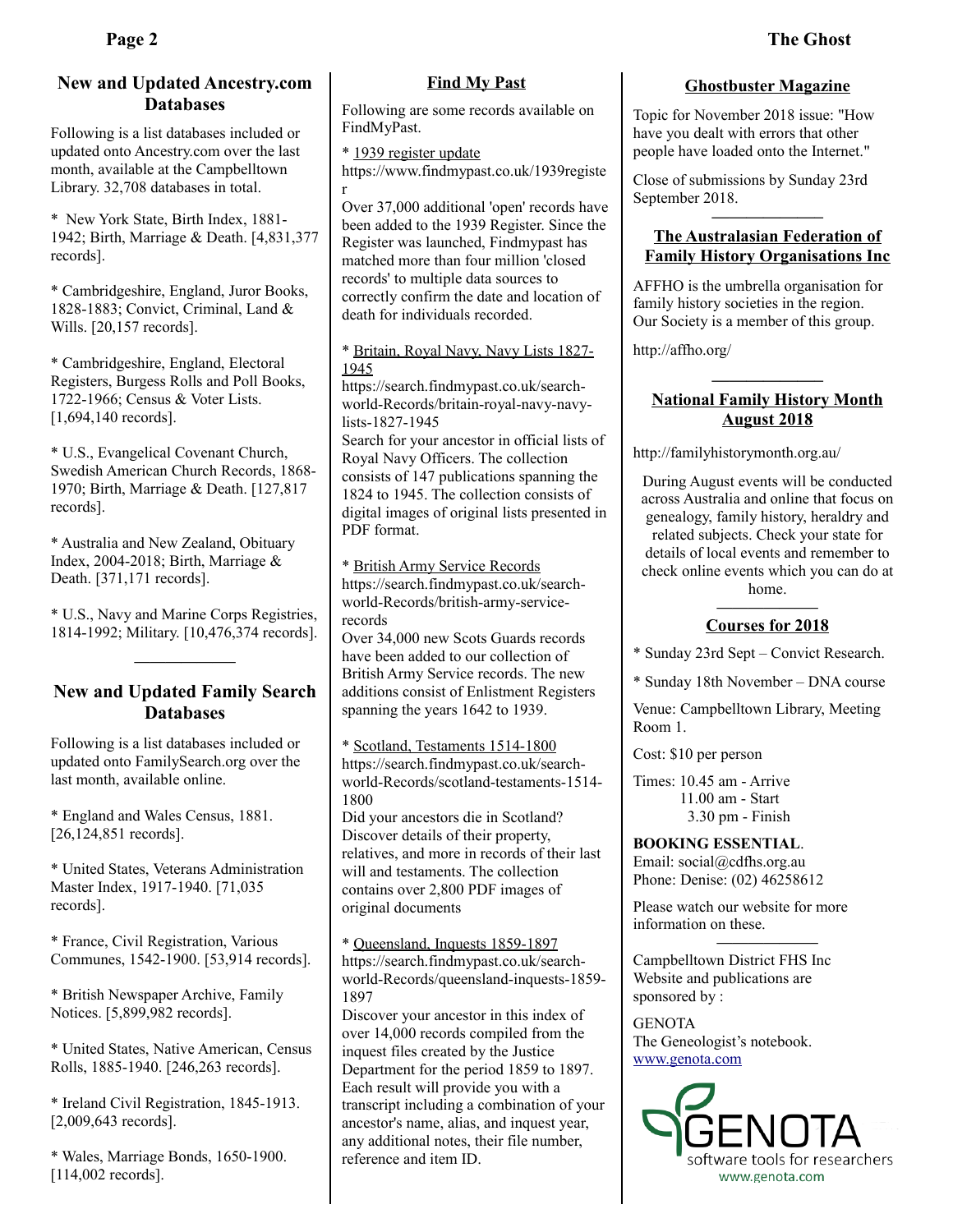## New and Updated Ancestry.com Databases

Following is a list databases included or updated onto Ancestry.com over the last month, available at the Campbelltown Library. 32,708 databases in total.

* New York State, Birth Index, 1881-1942; Birth, Marriage & Death. [4,831,377 records].

* Cambridgeshire, England, Juror Books, 1828-1883; Convict, Criminal, Land & Wills. [20,157 records].

* Cambridgeshire, England, Electoral Registers, Burgess Rolls and Poll Books, 1722-1966; Census & Voter Lists. [1,694,140 records].

* U.S., Evangelical Covenant Church, Swedish American Church Records, 1868-1970; Birth, Marriage & Death. [127,817 records].

* Australia and New Zealand, Obituary Index, 2004-2018; Birth, Marriage & Death. [371,171 records].

* U.S., Navy and Marine Corps Registries, 1814-1992; Military. [10,476,374 records].

---

## New and Updated Family Search Databases

Following is a list databases included or updated onto FamilySearch.org over the last month, available online.

* England and Wales Census, 1881. [26,124,851 records].

* United States, Veterans Administration Master Index, 1917-1940. [71,035 records].

* France, Civil Registration, Various Communes, 1542-1900. [53,914 records].

* British Newspaper Archive, Family Notices. [5,899,982 records].

* United States, Native American, Census Rolls, 1885-1940. [246,263 records].

* Ireland Civil Registration, 1845-1913. [2,009,643 records].

* Wales, Marriage Bonds, 1650-1900. [114,002 records].

## Find My Past

Following are some records available on FindMyPast.

* 1939 register update
https://www.findmypast.co.uk/1939register
Over 37,000 additional 'open' records have been added to the 1939 Register. Since the Register was launched, Findmypast has matched more than four million 'closed records' to multiple data sources to correctly confirm the date and location of death for individuals recorded.

* Britain, Royal Navy, Navy Lists 1827-1945
https://search.findmypast.co.uk/search-world-Records/britain-royal-navy-navy-lists-1827-1945
Search for your ancestor in official lists of Royal Navy Officers. The collection consists of 147 publications spanning the 1824 to 1945. The collection consists of digital images of original lists presented in PDF format.

* British Army Service Records
https://search.findmypast.co.uk/search-world-Records/british-army-service-records
Over 34,000 new Scots Guards records have been added to our collection of British Army Service Records. The new additions consist of Enlistment Registers spanning the years 1642 to 1939.

* Scotland, Testaments 1514-1800
https://search.findmypast.co.uk/search-world-Records/scotland-testaments-1514-1800
Did your ancestors die in Scotland? Discover details of their property, relatives, and more in records of their last will and testaments. The collection contains over 2,800 PDF images of original documents

* Queensland, Inquests 1859-1897
https://search.findmypast.co.uk/search-world-Records/queensland-inquests-1859-1897
Discover your ancestor in this index of over 14,000 records compiled from the inquest files created by the Justice Department for the period 1859 to 1897. Each result will provide you with a transcript including a combination of your ancestor's name, alias, and inquest year, any additional notes, their file number, reference and item ID.

## Ghostbuster Magazine

Topic for November 2018 issue: "How have you dealt with errors that other people have loaded onto the Internet."

Close of submissions by Sunday 23rd September 2018.

---

## The Australasian Federation of Family History Organisations Inc

AFFHO is the umbrella organisation for family history societies in the region. Our Society is a member of this group.

http://affho.org/

---

## National Family History Month August 2018

http://familyhistorymonth.org.au/

During August events will be conducted across Australia and online that focus on genealogy, family history, heraldry and related subjects. Check your state for details of local events and remember to check online events which you can do at home.

---

## Courses for 2018

* Sunday 23rd Sept – Convict Research.

* Sunday 18th November – DNA course

Venue: Campbelltown Library, Meeting Room 1.

Cost: $10 per person

Times: 10.45 am - Arrive
11.00 am - Start
3.30 pm - Finish

**BOOKING ESSENTIAL**.
Email: social@cdfhs.org.au
Phone: Denise: (02) 46258612

Please watch our website for more information on these.

---

Campbelltown District FHS Inc Website and publications are sponsored by :

GENOTA
The Geneologist's notebook.
www.genota.com

GENOTA
software tools for researchers
www.genota.com